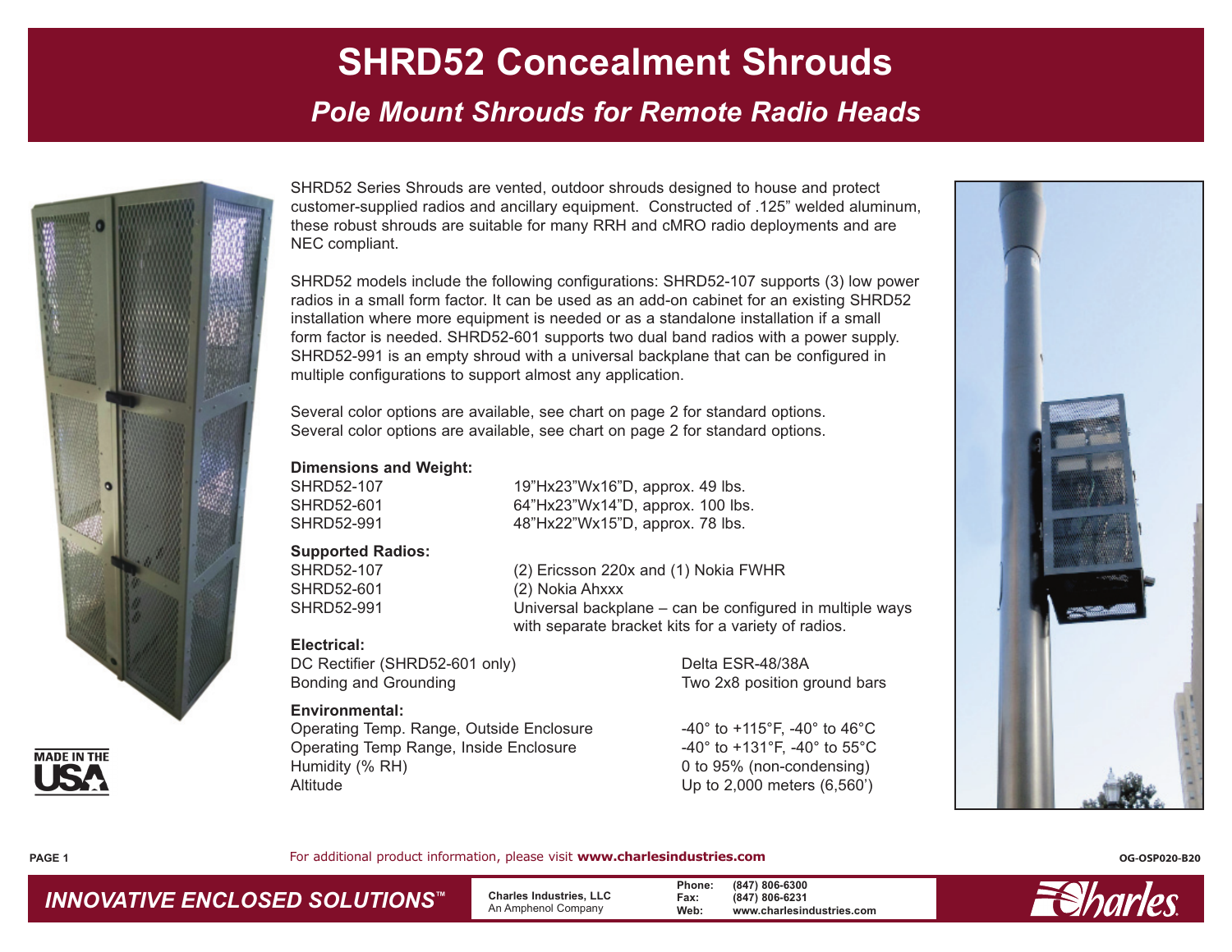# SHRD52 Concealment Shrouds

## *Pole Mount Shrouds for Remote Radio Heads*

MADE IN THE USA

SHRD52 Series Shrouds are vented, outdoor shrouds designed to house and protect customer-supplied radios and ancillary equipment. Constructed of .125" welded aluminum, these robust shrouds are suitable for many RRH and cMRO radio deployments and are NEC compliant.

SHRD52 models include the following configurations: SHRD52-107 supports (3) low power radios in a small form factor. It can be used as an add-on cabinet for an existing SHRD52 installation where more equipment is needed or as a standalone installation if a small form factor is needed. SHRD52-601 supports two dual band radios with a power supply. SHRD52-991 is an empty shroud with a universal backplane that can be configured in multiple configurations to support almost any application.

Several color options are available, see chart on page 2 for standard options.
Several color options are available, see chart on page 2 for standard options.

**Dimensions and Weight:**

| | |
|---|---|
| SHRD52-107 | 19"Hx23"Wx16"D, approx. 49 lbs. |
| SHRD52-601 | 64"Hx23"Wx14"D, approx. 100 lbs. |
| SHRD52-991 | 48"Hx22"Wx15"D, approx. 78 lbs. |

**Supported Radios:**

| | |
|---|---|
| SHRD52-107 | (2) Ericsson 220x and (1) Nokia FWHR |
| SHRD52-601 | (2) Nokia Ahxxx |
| SHRD52-991 | Universal backplane – can be configured in multiple ways with separate bracket kits for a variety of radios. |

**Electrical:**

| | |
|---|---|
| DC Rectifier (SHRD52-601 only) | Delta ESR-48/38A |
| Bonding and Grounding | Two 2x8 position ground bars |

**Environmental:**

| | |
|---|---|
| Operating Temp. Range, Outside Enclosure | -40° to +115°F, -40° to 46°C |
| Operating Temp Range, Inside Enclosure | -40° to +131°F, -40° to 55°C |
| Humidity (% RH) | 0 to 95% (non-condensing) |
| Altitude | Up to 2,000 meters (6,560') |

For additional product information, please visit **www.charlesindustries.com**

OG-OSP020-B20

***INNOVATIVE ENCLOSED SOLUTIONS™***

**Charles Industries, LLC**
An Amphenol Company

**Phone:** (847) 806-6300
**Fax:** (847) 806-6231
**Web:** www.charlesindustries.com

Charles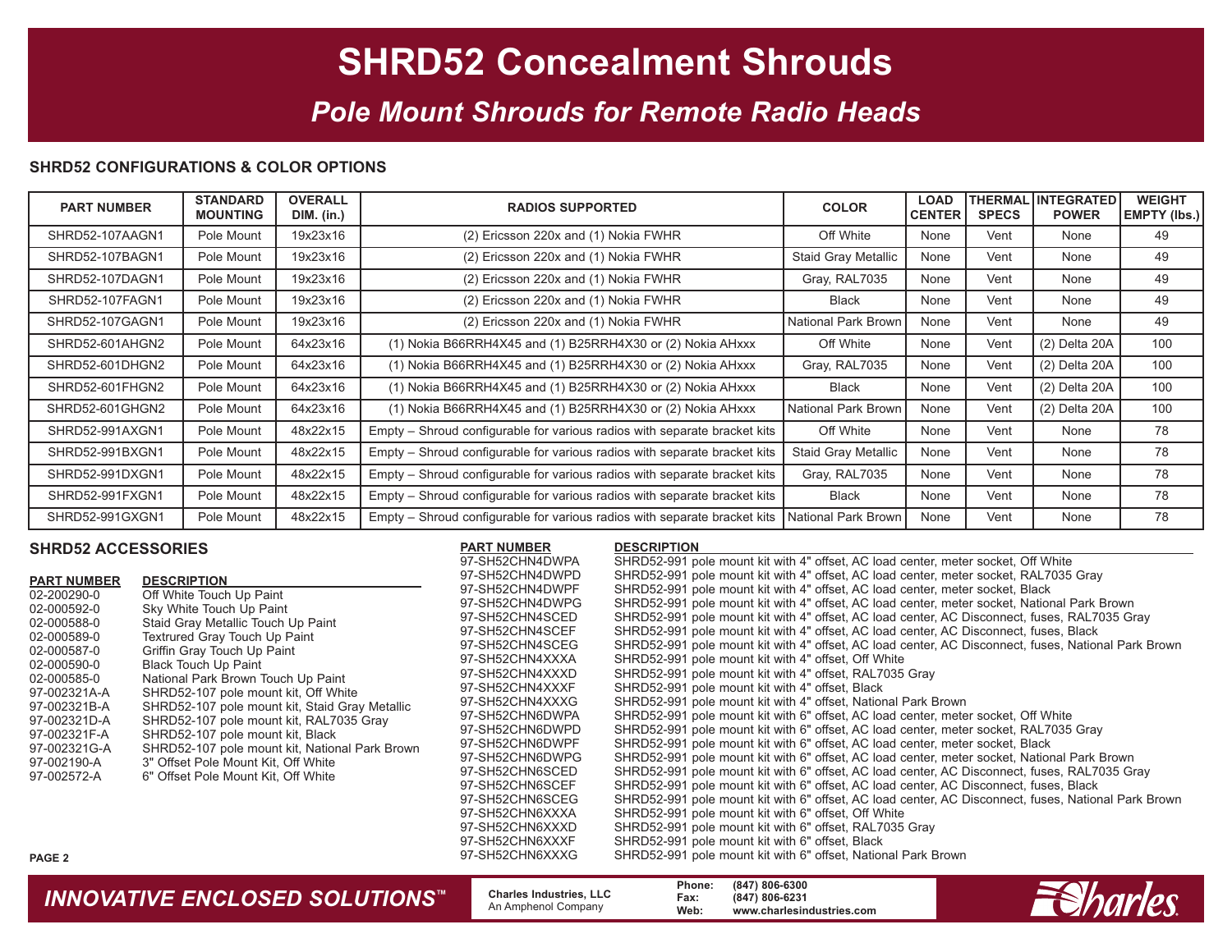# SHRD52 Concealment Shrouds

## *Pole Mount Shrouds for Remote Radio Heads*

### SHRD52 CONFIGURATIONS & COLOR OPTIONS

| PART NUMBER | STANDARD MOUNTING | OVERALL DIM. (in.) | RADIOS SUPPORTED | COLOR | LOAD CENTER | THERMAL SPECS | INTEGRATED POWER | WEIGHT EMPTY (lbs.) |
|---|---|---|---|---|---|---|---|---|
| SHRD52-107AAGN1 | Pole Mount | 19x23x16 | (2) Ericsson 220x and (1) Nokia FWHR | Off White | None | Vent | None | 49 |
| SHRD52-107BAGN1 | Pole Mount | 19x23x16 | (2) Ericsson 220x and (1) Nokia FWHR | Staid Gray Metallic | None | Vent | None | 49 |
| SHRD52-107DAGN1 | Pole Mount | 19x23x16 | (2) Ericsson 220x and (1) Nokia FWHR | Gray, RAL7035 | None | Vent | None | 49 |
| SHRD52-107FAGN1 | Pole Mount | 19x23x16 | (2) Ericsson 220x and (1) Nokia FWHR | Black | None | Vent | None | 49 |
| SHRD52-107GAGN1 | Pole Mount | 19x23x16 | (2) Ericsson 220x and (1) Nokia FWHR | National Park Brown | None | Vent | None | 49 |
| SHRD52-601AHGN2 | Pole Mount | 64x23x16 | (1) Nokia B66RRH4X45 and (1) B25RRH4X30 or (2) Nokia AHxxx | Off White | None | Vent | (2) Delta 20A | 100 |
| SHRD52-601DHGN2 | Pole Mount | 64x23x16 | (1) Nokia B66RRH4X45 and (1) B25RRH4X30 or (2) Nokia AHxxx | Gray, RAL7035 | None | Vent | (2) Delta 20A | 100 |
| SHRD52-601FHGN2 | Pole Mount | 64x23x16 | (1) Nokia B66RRH4X45 and (1) B25RRH4X30 or (2) Nokia AHxxx | Black | None | Vent | (2) Delta 20A | 100 |
| SHRD52-601GHGN2 | Pole Mount | 64x23x16 | (1) Nokia B66RRH4X45 and (1) B25RRH4X30 or (2) Nokia AHxxx | National Park Brown | None | Vent | (2) Delta 20A | 100 |
| SHRD52-991AXGN1 | Pole Mount | 48x22x15 | Empty – Shroud configurable for various radios with separate bracket kits | Off White | None | Vent | None | 78 |
| SHRD52-991BXGN1 | Pole Mount | 48x22x15 | Empty – Shroud configurable for various radios with separate bracket kits | Staid Gray Metallic | None | Vent | None | 78 |
| SHRD52-991DXGN1 | Pole Mount | 48x22x15 | Empty – Shroud configurable for various radios with separate bracket kits | Gray, RAL7035 | None | Vent | None | 78 |
| SHRD52-991FXGN1 | Pole Mount | 48x22x15 | Empty – Shroud configurable for various radios with separate bracket kits | Black | None | Vent | None | 78 |
| SHRD52-991GXGN1 | Pole Mount | 48x22x15 | Empty – Shroud configurable for various radios with separate bracket kits | National Park Brown | None | Vent | None | 78 |

### SHRD52 ACCESSORIES

| PART NUMBER | DESCRIPTION |
|---|---|
| 02-200290-0 | Off White Touch Up Paint |
| 02-000592-0 | Sky White Touch Up Paint |
| 02-000588-0 | Staid Gray Metallic Touch Up Paint |
| 02-000589-0 | Textrured Gray Touch Up Paint |
| 02-000587-0 | Griffin Gray Touch Up Paint |
| 02-000590-0 | Black Touch Up Paint |
| 02-000585-0 | National Park Brown Touch Up Paint |
| 97-002321A-A | SHRD52-107 pole mount kit, Off White |
| 97-002321B-A | SHRD52-107 pole mount kit, Staid Gray Metallic |
| 97-002321D-A | SHRD52-107 pole mount kit, RAL7035 Gray |
| 97-002321F-A | SHRD52-107 pole mount kit, Black |
| 97-002321G-A | SHRD52-107 pole mount kit, National Park Brown |
| 97-002190-A | 3" Offset Pole Mount Kit, Off White |
| 97-002572-A | 6" Offset Pole Mount Kit, Off White |

| PART NUMBER | DESCRIPTION |
|---|---|
| 97-SH52CHN4DWPA | SHRD52-991 pole mount kit with 4" offset, AC load center, meter socket, Off White |
| 97-SH52CHN4DWPD | SHRD52-991 pole mount kit with 4" offset, AC load center, meter socket, RAL7035 Gray |
| 97-SH52CHN4DWPF | SHRD52-991 pole mount kit with 4" offset, AC load center, meter socket, Black |
| 97-SH52CHN4DWPG | SHRD52-991 pole mount kit with 4" offset, AC load center, meter socket, National Park Brown |
| 97-SH52CHN4SCED | SHRD52-991 pole mount kit with 4" offset, AC load center, AC Disconnect, fuses, RAL7035 Gray |
| 97-SH52CHN4SCEF | SHRD52-991 pole mount kit with 4" offset, AC load center, AC Disconnect, fuses, Black |
| 97-SH52CHN4SCEG | SHRD52-991 pole mount kit with 4" offset, AC load center, AC Disconnect, fuses, National Park Brown |
| 97-SH52CHN4XXXA | SHRD52-991 pole mount kit with 4" offset, Off White |
| 97-SH52CHN4XXXD | SHRD52-991 pole mount kit with 4" offset, RAL7035 Gray |
| 97-SH52CHN4XXXF | SHRD52-991 pole mount kit with 4" offset, Black |
| 97-SH52CHN4XXXG | SHRD52-991 pole mount kit with 4" offset, National Park Brown |
| 97-SH52CHN6DWPA | SHRD52-991 pole mount kit with 6" offset, AC load center, meter socket, Off White |
| 97-SH52CHN6DWPD | SHRD52-991 pole mount kit with 6" offset, AC load center, meter socket, RAL7035 Gray |
| 97-SH52CHN6DWPF | SHRD52-991 pole mount kit with 6" offset, AC load center, meter socket, Black |
| 97-SH52CHN6DWPG | SHRD52-991 pole mount kit with 6" offset, AC load center, meter socket, National Park Brown |
| 97-SH52CHN6SCED | SHRD52-991 pole mount kit with 6" offset, AC load center, AC Disconnect, fuses, RAL7035 Gray |
| 97-SH52CHN6SCEF | SHRD52-991 pole mount kit with 6" offset, AC load center, AC Disconnect, fuses, Black |
| 97-SH52CHN6SCEG | SHRD52-991 pole mount kit with 6" offset, AC load center, AC Disconnect, fuses, National Park Brown |
| 97-SH52CHN6XXXA | SHRD52-991 pole mount kit with 6" offset, Off White |
| 97-SH52CHN6XXXD | SHRD52-991 pole mount kit with 6" offset, RAL7035 Gray |
| 97-SH52CHN6XXXF | SHRD52-991 pole mount kit with 6" offset, Black |
| 97-SH52CHN6XXXG | SHRD52-991 pole mount kit with 6" offset, National Park Brown |

*INNOVATIVE ENCLOSED SOLUTIONS™*

**Charles Industries, LLC**
An Amphenol Company

**Phone:** (847) 806-6300
**Fax:** (847) 806-6231
**Web:** www.charlesindustries.com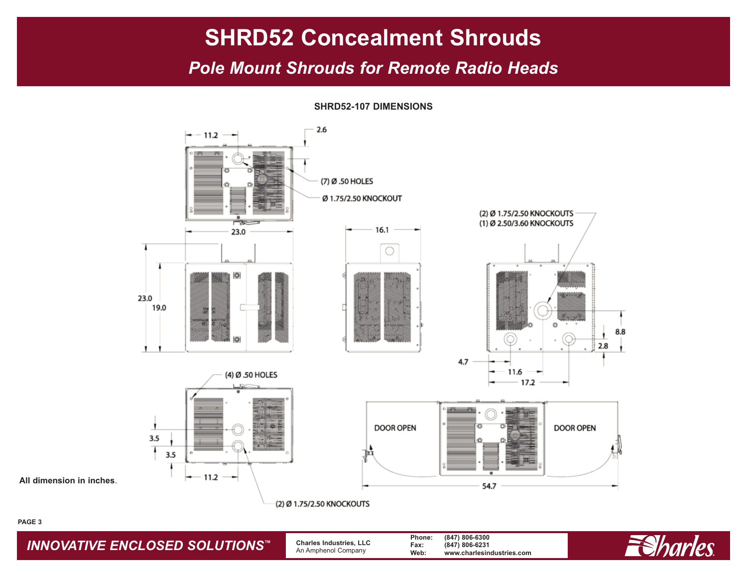# SHRD52 Concealment Shrouds

## *Pole Mount Shrouds for Remote Radio Heads*

**SHRD52-107 DIMENSIONS**

11.2

2.6

(7) Ø .50 HOLES

Ø 1.75/2.50 KNOCKOUT

23.0

16.1

(2) Ø 1.75/2.50 KNOCKOUTS
(1) Ø 2.50/3.60 KNOCKOUTS

23.0

19.0

8.8

2.8

4.7

11.6

17.2

(4) Ø .50 HOLES

3.5

3.5

11.2

DOOR OPEN

DOOR OPEN

54.7

(2) Ø 1.75/2.50 KNOCKOUTS

**All dimension in inches**.

*INNOVATIVE ENCLOSED SOLUTIONS™*

**Charles Industries, LLC**
An Amphenol Company

**Phone:** (847) 806-6300
**Fax:** (847) 806-6231
**Web:** www.charlesindustries.com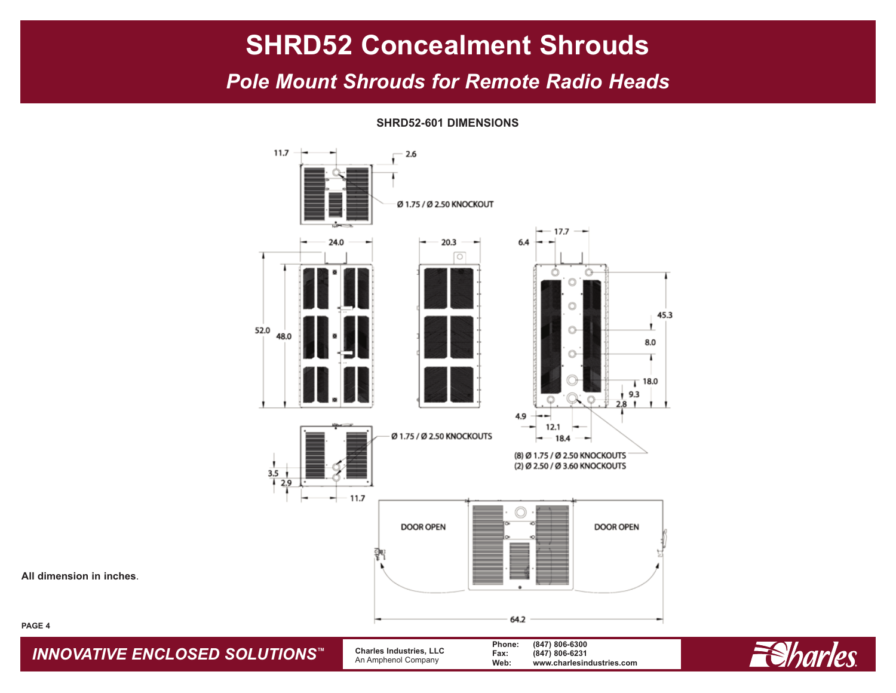# SHRD52 Concealment Shrouds

## *Pole Mount Shrouds for Remote Radio Heads*

**SHRD52-601 DIMENSIONS**

11.7

2.6

Ø 1.75 / Ø 2.50 KNOCKOUT

24.0

20.3

6.4

17.7

52.0

48.0

45.3

8.0

18.0

9.3

2.8

4.9

12.1

18.4

Ø 1.75 / Ø 2.50 KNOCKOUTS

(8) Ø 1.75 / Ø 2.50 KNOCKOUTS
(2) Ø 2.50 / Ø 3.60 KNOCKOUTS

3.5

2.9

11.7

DOOR OPEN

DOOR OPEN

64.2

**All dimension in inches**.

*INNOVATIVE ENCLOSED SOLUTIONS™*

**Charles Industries, LLC**
An Amphenol Company

**Phone:** (847) 806-6300
**Fax:** (847) 806-6231
**Web:** www.charlesindustries.com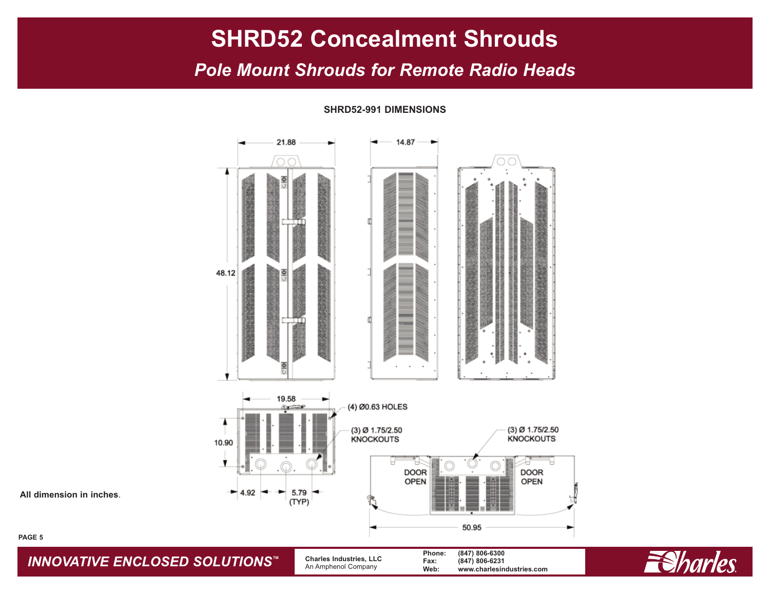# SHRD52 Concealment Shrouds

## *Pole Mount Shrouds for Remote Radio Heads*

**SHRD52-991 DIMENSIONS**

21.88

14.87

48.12

19.58

(4) Ø0.63 HOLES

10.90

(3) Ø 1.75/2.50
KNOCKOUTS

(3) Ø 1.75/2.50
KNOCKOUTS

DOOR
OPEN

DOOR
OPEN

4.92

5.79
(TYP)

50.95

**All dimension in inches**.

*INNOVATIVE ENCLOSED SOLUTIONS™*

**Charles Industries, LLC**
An Amphenol Company

**Phone:** **(847) 806-6300**
**Fax:** **(847) 806-6231**
**Web:** **www.charlesindustries.com**